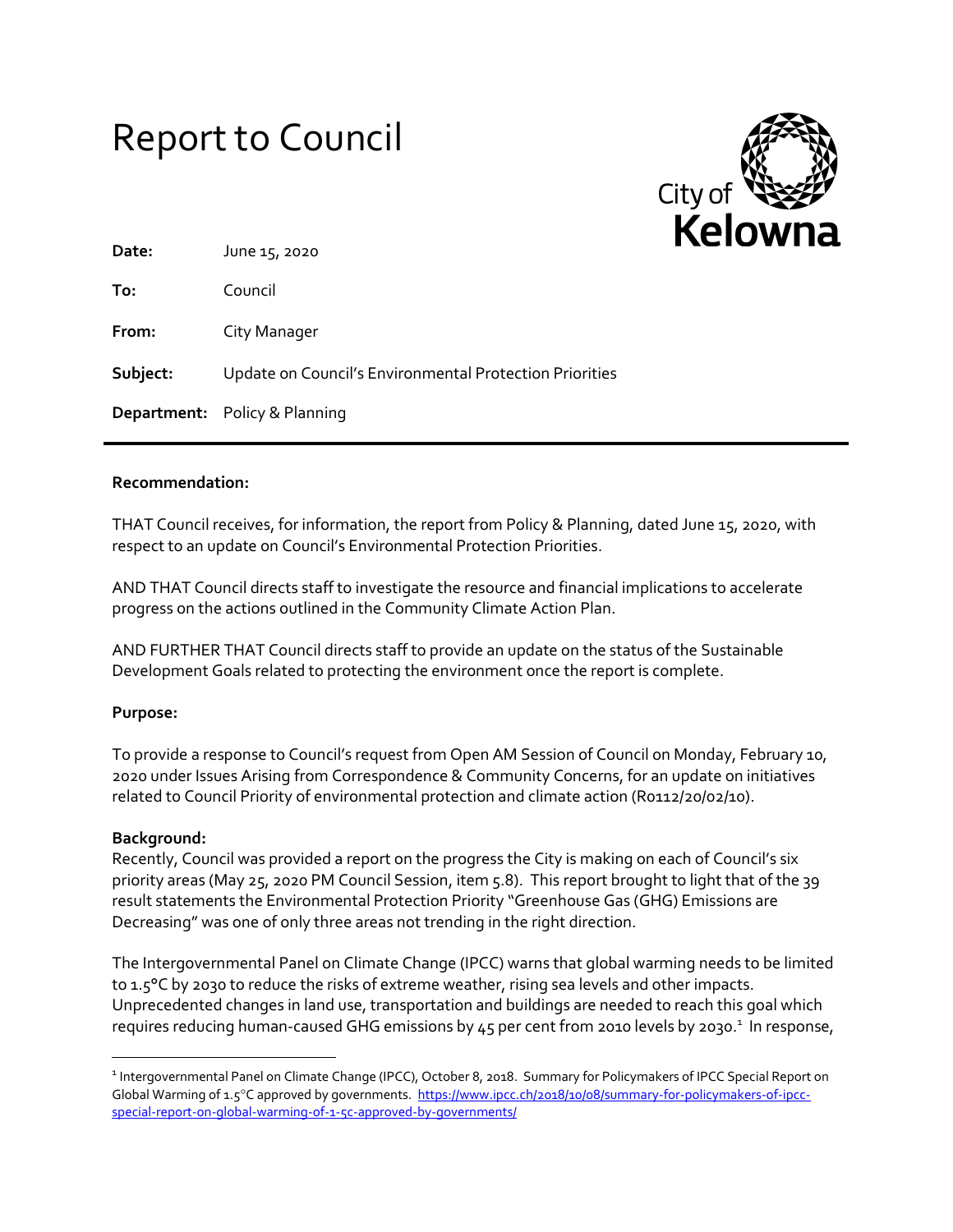# Report to Council

City of **Kelowna**

| | |
|---|---|
| **Date:** | June 15, 2020 |
| **To:** | Council |
| **From:** | City Manager |
| **Subject:** | Update on Council's Environmental Protection Priorities |
| **Department:** | Policy & Planning |

---

**Recommendation:**

THAT Council receives, for information, the report from Policy & Planning, dated June 15, 2020, with respect to an update on Council's Environmental Protection Priorities.

AND THAT Council directs staff to investigate the resource and financial implications to accelerate progress on the actions outlined in the Community Climate Action Plan.

AND FURTHER THAT Council directs staff to provide an update on the status of the Sustainable Development Goals related to protecting the environment once the report is complete.

**Purpose:**

To provide a response to Council's request from Open AM Session of Council on Monday, February 10, 2020 under Issues Arising from Correspondence & Community Concerns, for an update on initiatives related to Council Priority of environmental protection and climate action (R0112/20/02/10).

**Background:**

Recently, Council was provided a report on the progress the City is making on each of Council's six priority areas (May 25, 2020 PM Council Session, item 5.8). This report brought to light that of the 39 result statements the Environmental Protection Priority "Greenhouse Gas (GHG) Emissions are Decreasing" was one of only three areas not trending in the right direction.

The Intergovernmental Panel on Climate Change (IPCC) warns that global warming needs to be limited to 1.5°C by 2030 to reduce the risks of extreme weather, rising sea levels and other impacts. Unprecedented changes in land use, transportation and buildings are needed to reach this goal which requires reducing human-caused GHG emissions by 45 per cent from 2010 levels by 2030.[1] In response,

---

[1] Intergovernmental Panel on Climate Change (IPCC), October 8, 2018. Summary for Policymakers of IPCC Special Report on Global Warming of 1.5°C approved by governments. https://www.ipcc.ch/2018/10/08/summary-for-policymakers-of-ipcc-special-report-on-global-warming-of-1-5c-approved-by-governments/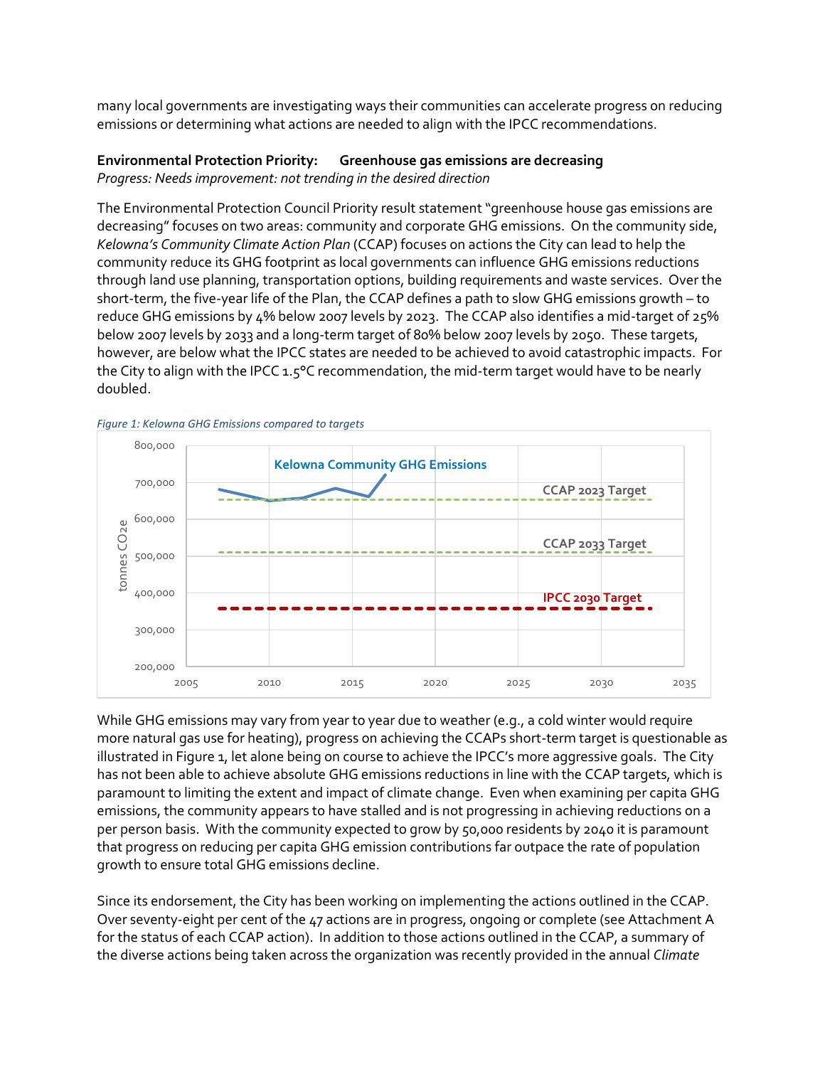many local governments are investigating ways their communities can accelerate progress on reducing emissions or determining what actions are needed to align with the IPCC recommendations.

**Environmental Protection Priority: Greenhouse gas emissions are decreasing**
*Progress: Needs improvement: not trending in the desired direction*

The Environmental Protection Council Priority result statement "greenhouse house gas emissions are decreasing" focuses on two areas: community and corporate GHG emissions. On the community side, *Kelowna's Community Climate Action Plan* (CCAP) focuses on actions the City can lead to help the community reduce its GHG footprint as local governments can influence GHG emissions reductions through land use planning, transportation options, building requirements and waste services. Over the short-term, the five-year life of the Plan, the CCAP defines a path to slow GHG emissions growth – to reduce GHG emissions by 4% below 2007 levels by 2023. The CCAP also identifies a mid-target of 25% below 2007 levels by 2033 and a long-term target of 80% below 2007 levels by 2050. These targets, however, are below what the IPCC states are needed to be achieved to avoid catastrophic impacts. For the City to align with the IPCC 1.5°C recommendation, the mid-term target would have to be nearly doubled.

*Figure 1: Kelowna GHG Emissions compared to targets*

While GHG emissions may vary from year to year due to weather (e.g., a cold winter would require more natural gas use for heating), progress on achieving the CCAPs short-term target is questionable as illustrated in Figure 1, let alone being on course to achieve the IPCC's more aggressive goals. The City has not been able to achieve absolute GHG emissions reductions in line with the CCAP targets, which is paramount to limiting the extent and impact of climate change. Even when examining per capita GHG emissions, the community appears to have stalled and is not progressing in achieving reductions on a per person basis. With the community expected to grow by 50,000 residents by 2040 it is paramount that progress on reducing per capita GHG emission contributions far outpace the rate of population growth to ensure total GHG emissions decline.

Since its endorsement, the City has been working on implementing the actions outlined in the CCAP. Over seventy-eight per cent of the 47 actions are in progress, ongoing or complete (see Attachment A for the status of each CCAP action). In addition to those actions outlined in the CCAP, a summary of the diverse actions being taken across the organization was recently provided in the annual *Climate*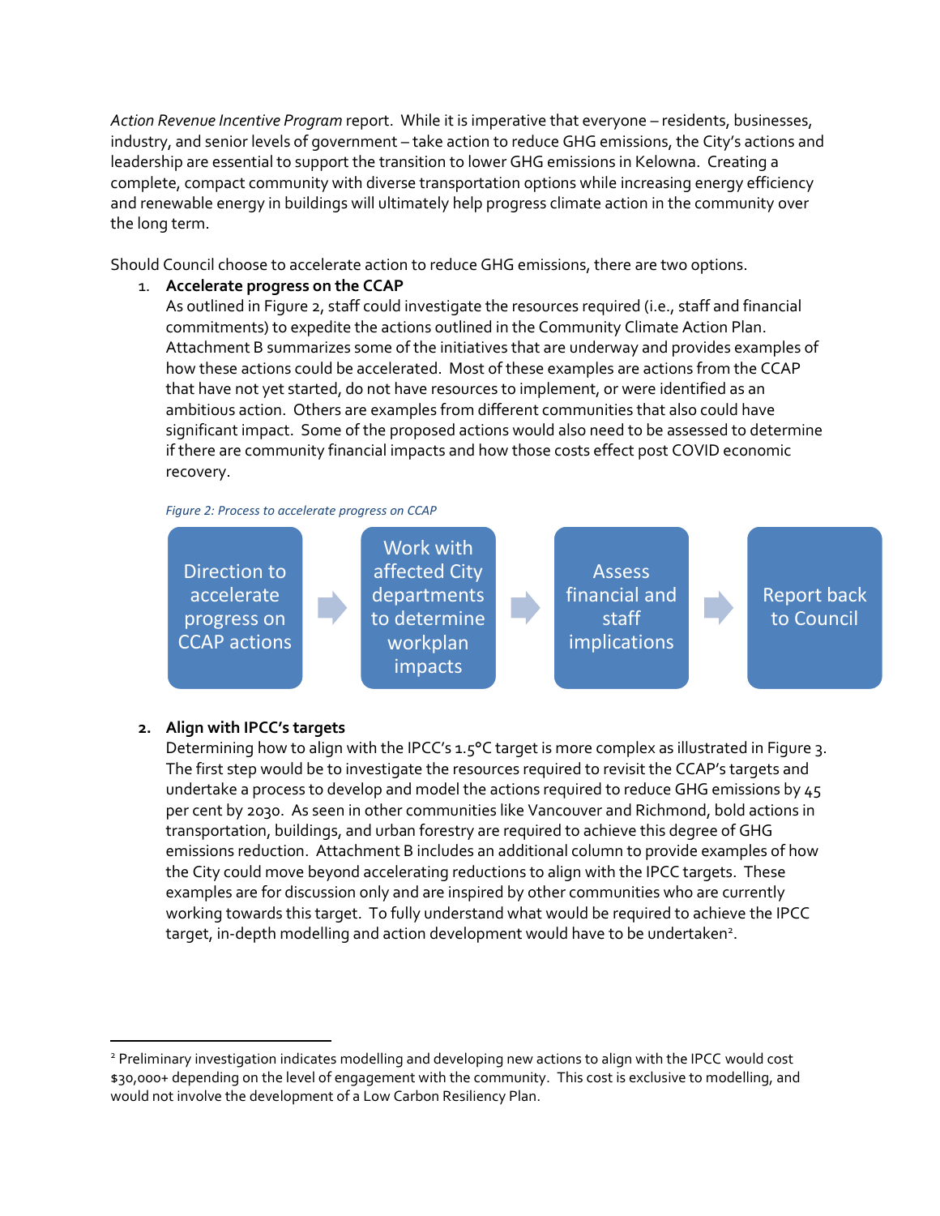*Action Revenue Incentive Program* report. While it is imperative that everyone – residents, businesses, industry, and senior levels of government – take action to reduce GHG emissions, the City's actions and leadership are essential to support the transition to lower GHG emissions in Kelowna. Creating a complete, compact community with diverse transportation options while increasing energy efficiency and renewable energy in buildings will ultimately help progress climate action in the community over the long term.

Should Council choose to accelerate action to reduce GHG emissions, there are two options.

1. **Accelerate progress on the CCAP**
   As outlined in Figure 2, staff could investigate the resources required (i.e., staff and financial commitments) to expedite the actions outlined in the Community Climate Action Plan. Attachment B summarizes some of the initiatives that are underway and provides examples of how these actions could be accelerated. Most of these examples are actions from the CCAP that have not yet started, do not have resources to implement, or were identified as an ambitious action. Others are examples from different communities that also could have significant impact. Some of the proposed actions would also need to be assessed to determine if there are community financial impacts and how those costs effect post COVID economic recovery.

   *Figure 2: Process to accelerate progress on CCAP*

   Direction to accelerate progress on CCAP actions → Work with affected City departments to determine workplan impacts → Assess financial and staff implications → Report back to Council

2. **Align with IPCC's targets**
   Determining how to align with the IPCC's 1.5°C target is more complex as illustrated in Figure 3. The first step would be to investigate the resources required to revisit the CCAP's targets and undertake a process to develop and model the actions required to reduce GHG emissions by 45 per cent by 2030. As seen in other communities like Vancouver and Richmond, bold actions in transportation, buildings, and urban forestry are required to achieve this degree of GHG emissions reduction. Attachment B includes an additional column to provide examples of how the City could move beyond accelerating reductions to align with the IPCC targets. These examples are for discussion only and are inspired by other communities who are currently working towards this target. To fully understand what would be required to achieve the IPCC target, in-depth modelling and action development would have to be undertaken[2].

---

[2] Preliminary investigation indicates modelling and developing new actions to align with the IPCC would cost $30,000+ depending on the level of engagement with the community. This cost is exclusive to modelling, and would not involve the development of a Low Carbon Resiliency Plan.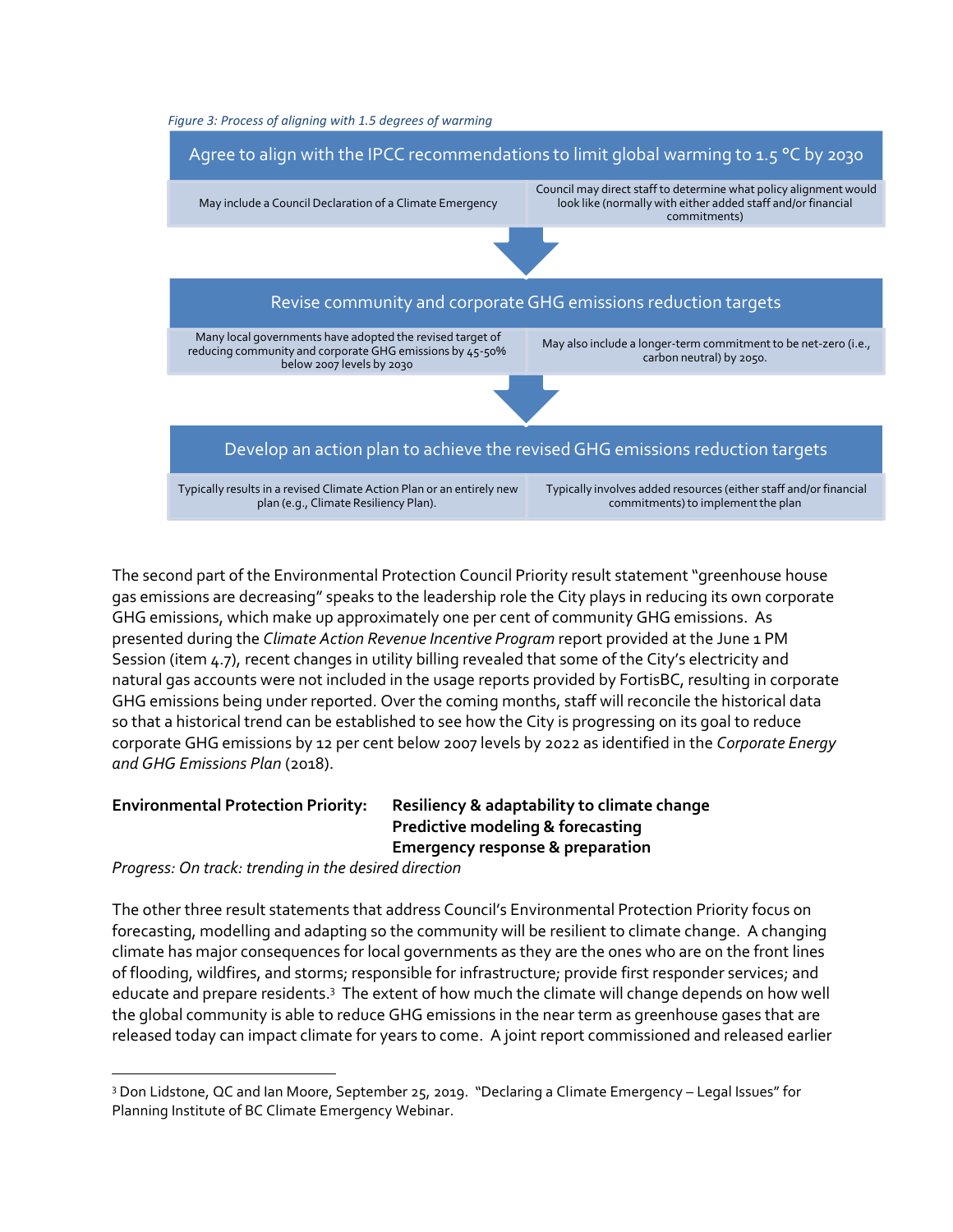*Figure 3: Process of aligning with 1.5 degrees of warming*

**Agree to align with the IPCC recommendations to limit global warming to 1.5 °C by 2030**

| May include a Council Declaration of a Climate Emergency | Council may direct staff to determine what policy alignment would look like (normally with either added staff and/or financial commitments) |
|---|---|

↓

**Revise community and corporate GHG emissions reduction targets**

| Many local governments have adopted the revised target of reducing community and corporate GHG emissions by 45-50% below 2007 levels by 2030 | May also include a longer-term commitment to be net-zero (i.e., carbon neutral) by 2050. |
|---|---|

↓

**Develop an action plan to achieve the revised GHG emissions reduction targets**

| Typically results in a revised Climate Action Plan or an entirely new plan (e.g., Climate Resiliency Plan). | Typically involves added resources (either staff and/or financial commitments) to implement the plan |
|---|---|

The second part of the Environmental Protection Council Priority result statement "greenhouse house gas emissions are decreasing" speaks to the leadership role the City plays in reducing its own corporate GHG emissions, which make up approximately one per cent of community GHG emissions. As presented during the *Climate Action Revenue Incentive Program* report provided at the June 1 PM Session (item 4.7), recent changes in utility billing revealed that some of the City's electricity and natural gas accounts were not included in the usage reports provided by FortisBC, resulting in corporate GHG emissions being under reported. Over the coming months, staff will reconcile the historical data so that a historical trend can be established to see how the City is progressing on its goal to reduce corporate GHG emissions by 12 per cent below 2007 levels by 2022 as identified in the *Corporate Energy and GHG Emissions Plan* (2018).

**Environmental Protection Priority: Resiliency & adaptability to climate change**
**Predictive modeling & forecasting**
**Emergency response & preparation**

*Progress: On track: trending in the desired direction*

The other three result statements that address Council's Environmental Protection Priority focus on forecasting, modelling and adapting so the community will be resilient to climate change. A changing climate has major consequences for local governments as they are the ones who are on the front lines of flooding, wildfires, and storms; responsible for infrastructure; provide first responder services; and educate and prepare residents.[3] The extent of how much the climate will change depends on how well the global community is able to reduce GHG emissions in the near term as greenhouse gases that are released today can impact climate for years to come. A joint report commissioned and released earlier

[3] Don Lidstone, QC and Ian Moore, September 25, 2019. "Declaring a Climate Emergency – Legal Issues" for Planning Institute of BC Climate Emergency Webinar.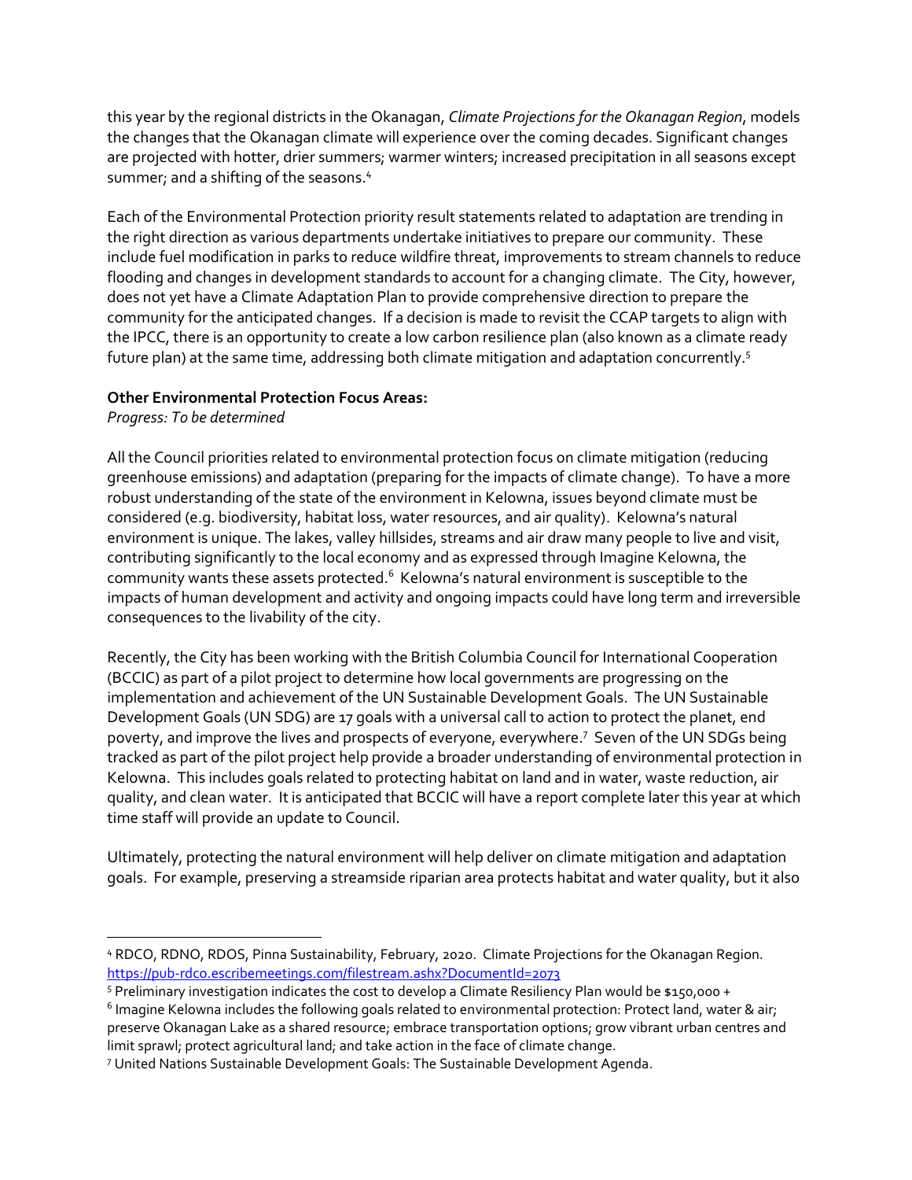this year by the regional districts in the Okanagan, *Climate Projections for the Okanagan Region*, models the changes that the Okanagan climate will experience over the coming decades. Significant changes are projected with hotter, drier summers; warmer winters; increased precipitation in all seasons except summer; and a shifting of the seasons.[4]

Each of the Environmental Protection priority result statements related to adaptation are trending in the right direction as various departments undertake initiatives to prepare our community. These include fuel modification in parks to reduce wildfire threat, improvements to stream channels to reduce flooding and changes in development standards to account for a changing climate. The City, however, does not yet have a Climate Adaptation Plan to provide comprehensive direction to prepare the community for the anticipated changes. If a decision is made to revisit the CCAP targets to align with the IPCC, there is an opportunity to create a low carbon resilience plan (also known as a climate ready future plan) at the same time, addressing both climate mitigation and adaptation concurrently.[5]

**Other Environmental Protection Focus Areas:**
*Progress: To be determined*

All the Council priorities related to environmental protection focus on climate mitigation (reducing greenhouse emissions) and adaptation (preparing for the impacts of climate change). To have a more robust understanding of the state of the environment in Kelowna, issues beyond climate must be considered (e.g. biodiversity, habitat loss, water resources, and air quality). Kelowna's natural environment is unique. The lakes, valley hillsides, streams and air draw many people to live and visit, contributing significantly to the local economy and as expressed through Imagine Kelowna, the community wants these assets protected.[6] Kelowna's natural environment is susceptible to the impacts of human development and activity and ongoing impacts could have long term and irreversible consequences to the livability of the city.

Recently, the City has been working with the British Columbia Council for International Cooperation (BCCIC) as part of a pilot project to determine how local governments are progressing on the implementation and achievement of the UN Sustainable Development Goals. The UN Sustainable Development Goals (UN SDG) are 17 goals with a universal call to action to protect the planet, end poverty, and improve the lives and prospects of everyone, everywhere.[7] Seven of the UN SDGs being tracked as part of the pilot project help provide a broader understanding of environmental protection in Kelowna. This includes goals related to protecting habitat on land and in water, waste reduction, air quality, and clean water. It is anticipated that BCCIC will have a report complete later this year at which time staff will provide an update to Council.

Ultimately, protecting the natural environment will help deliver on climate mitigation and adaptation goals. For example, preserving a streamside riparian area protects habitat and water quality, but it also

---

[4] RDCO, RDNO, RDOS, Pinna Sustainability, February, 2020. Climate Projections for the Okanagan Region. https://pub-rdco.escribemeetings.com/filestream.ashx?DocumentId=2073

[5] Preliminary investigation indicates the cost to develop a Climate Resiliency Plan would be $150,000 +

[6] Imagine Kelowna includes the following goals related to environmental protection: Protect land, water & air; preserve Okanagan Lake as a shared resource; embrace transportation options; grow vibrant urban centres and limit sprawl; protect agricultural land; and take action in the face of climate change.

[7] United Nations Sustainable Development Goals: The Sustainable Development Agenda.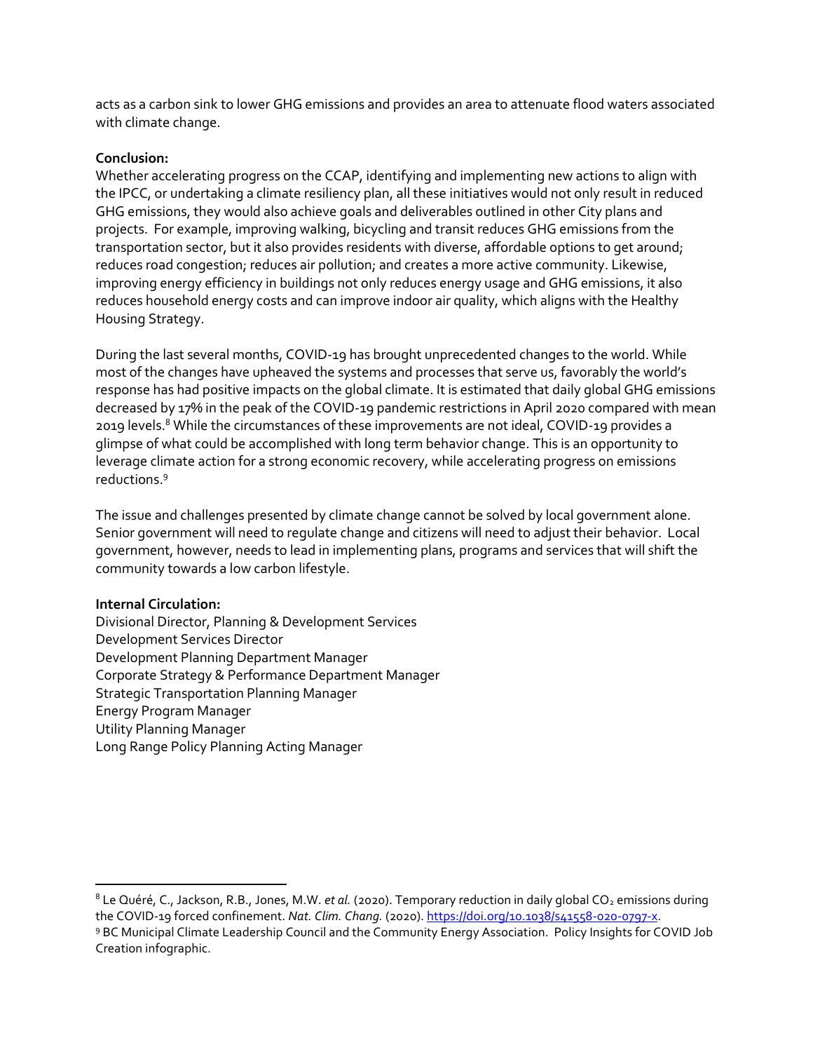acts as a carbon sink to lower GHG emissions and provides an area to attenuate flood waters associated with climate change.

**Conclusion:**

Whether accelerating progress on the CCAP, identifying and implementing new actions to align with the IPCC, or undertaking a climate resiliency plan, all these initiatives would not only result in reduced GHG emissions, they would also achieve goals and deliverables outlined in other City plans and projects. For example, improving walking, bicycling and transit reduces GHG emissions from the transportation sector, but it also provides residents with diverse, affordable options to get around; reduces road congestion; reduces air pollution; and creates a more active community. Likewise, improving energy efficiency in buildings not only reduces energy usage and GHG emissions, it also reduces household energy costs and can improve indoor air quality, which aligns with the Healthy Housing Strategy.

During the last several months, COVID-19 has brought unprecedented changes to the world. While most of the changes have upheaved the systems and processes that serve us, favorably the world's response has had positive impacts on the global climate. It is estimated that daily global GHG emissions decreased by 17% in the peak of the COVID-19 pandemic restrictions in April 2020 compared with mean 2019 levels.[8] While the circumstances of these improvements are not ideal, COVID-19 provides a glimpse of what could be accomplished with long term behavior change. This is an opportunity to leverage climate action for a strong economic recovery, while accelerating progress on emissions reductions.[9]

The issue and challenges presented by climate change cannot be solved by local government alone. Senior government will need to regulate change and citizens will need to adjust their behavior. Local government, however, needs to lead in implementing plans, programs and services that will shift the community towards a low carbon lifestyle.

**Internal Circulation:**

Divisional Director, Planning & Development Services
Development Services Director
Development Planning Department Manager
Corporate Strategy & Performance Department Manager
Strategic Transportation Planning Manager
Energy Program Manager
Utility Planning Manager
Long Range Policy Planning Acting Manager

---

[8] Le Quéré, C., Jackson, R.B., Jones, M.W. *et al.* (2020). Temporary reduction in daily global $CO_2$ emissions during the COVID-19 forced confinement. *Nat. Clim. Chang.* (2020). https://doi.org/10.1038/s41558-020-0797-x.

[9] BC Municipal Climate Leadership Council and the Community Energy Association. Policy Insights for COVID Job Creation infographic.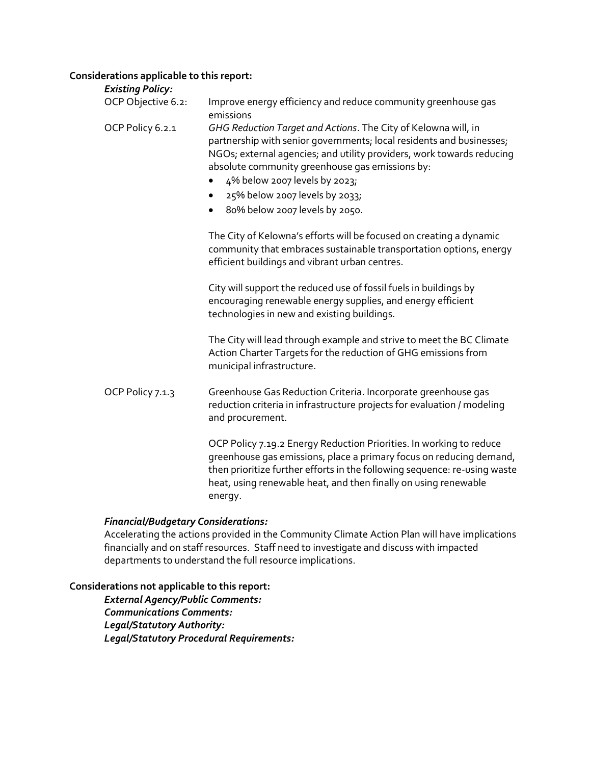**Considerations applicable to this report:**

***Existing Policy:***

OCP Objective 6.2: Improve energy efficiency and reduce community greenhouse gas emissions

OCP Policy 6.2.1 *GHG Reduction Target and Actions*. The City of Kelowna will, in partnership with senior governments; local residents and businesses; NGOs; external agencies; and utility providers, work towards reducing absolute community greenhouse gas emissions by:

- 4% below 2007 levels by 2023;
- 25% below 2007 levels by 2033;
- 80% below 2007 levels by 2050.

The City of Kelowna's efforts will be focused on creating a dynamic community that embraces sustainable transportation options, energy efficient buildings and vibrant urban centres.

City will support the reduced use of fossil fuels in buildings by encouraging renewable energy supplies, and energy efficient technologies in new and existing buildings.

The City will lead through example and strive to meet the BC Climate Action Charter Targets for the reduction of GHG emissions from municipal infrastructure.

OCP Policy 7.1.3 Greenhouse Gas Reduction Criteria. Incorporate greenhouse gas reduction criteria in infrastructure projects for evaluation / modeling and procurement.

OCP Policy 7.19.2 Energy Reduction Priorities. In working to reduce greenhouse gas emissions, place a primary focus on reducing demand, then prioritize further efforts in the following sequence: re-using waste heat, using renewable heat, and then finally on using renewable energy.

***Financial/Budgetary Considerations:***

Accelerating the actions provided in the Community Climate Action Plan will have implications financially and on staff resources. Staff need to investigate and discuss with impacted departments to understand the full resource implications.

**Considerations not applicable to this report:**

***External Agency/Public Comments:***
***Communications Comments:***
***Legal/Statutory Authority:***
***Legal/Statutory Procedural Requirements:***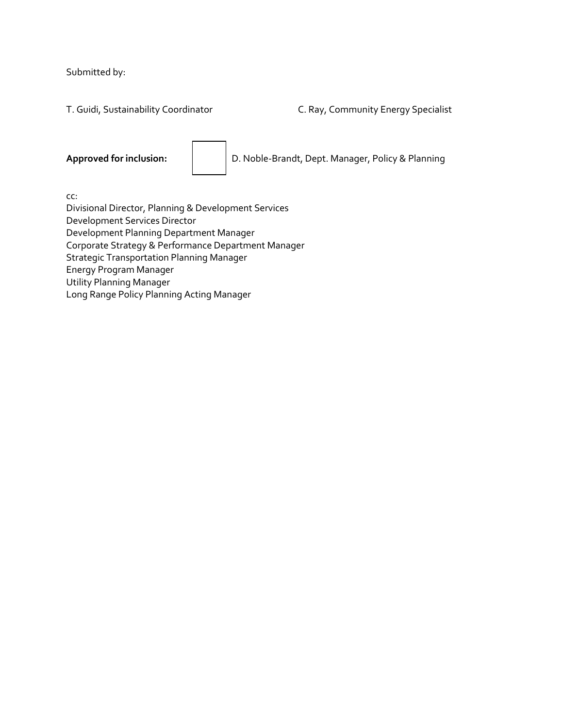Submitted by:

T. Guidi, Sustainability Coordinator

C. Ray, Community Energy Specialist

**Approved for inclusion:** D. Noble-Brandt, Dept. Manager, Policy & Planning

cc:
Divisional Director, Planning & Development Services
Development Services Director
Development Planning Department Manager
Corporate Strategy & Performance Department Manager
Strategic Transportation Planning Manager
Energy Program Manager
Utility Planning Manager
Long Range Policy Planning Acting Manager